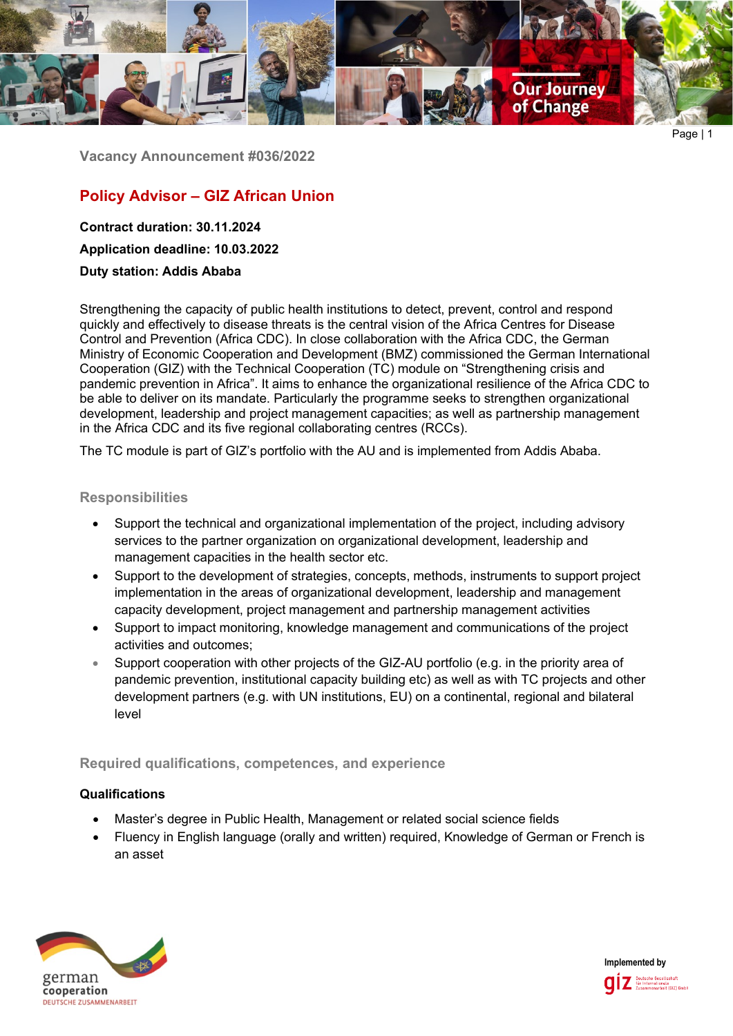Vacancy Announcement #036/2022

# Policy Advisor – GIZ African Union

**Contract duration: 30.11.2024**

**Application deadline: 10.03.2022**

**Duty station: Addis Ababa**

Strengthening the capacity of public health institutions to detect, prevent, control and respond quickly and effectively to disease threats is the central vision of the Africa Centres for Disease Control and Prevention (Africa CDC). In close collaboration with the Africa CDC, the German Ministry of Economic Cooperation and Development (BMZ) commissioned the German International Cooperation (GIZ) with the Technical Cooperation (TC) module on "Strengthening crisis and pandemic prevention in Africa". It aims to enhance the organizational resilience of the Africa CDC to be able to deliver on its mandate. Particularly the programme seeks to strengthen organizational development, leadership and project management capacities; as well as partnership management in the Africa CDC and its five regional collaborating centres (RCCs).

The TC module is part of GIZ's portfolio with the AU and is implemented from Addis Ababa.

## Responsibilities

- Support the technical and organizational implementation of the project, including advisory services to the partner organization on organizational development, leadership and management capacities in the health sector etc.
- Support to the development of strategies, concepts, methods, instruments to support project implementation in the areas of organizational development, leadership and management capacity development, project management and partnership management activities
- Support to impact monitoring, knowledge management and communications of the project activities and outcomes;
- Support cooperation with other projects of the GIZ-AU portfolio (e.g. in the priority area of pandemic prevention, institutional capacity building etc) as well as with TC projects and other development partners (e.g. with UN institutions, EU) on a continental, regional and bilateral level

## Required qualifications, competences, and experience

### Qualifications

- Master's degree in Public Health, Management or related social science fields
- Fluency in English language (orally and written) required, Knowledge of German or French is an asset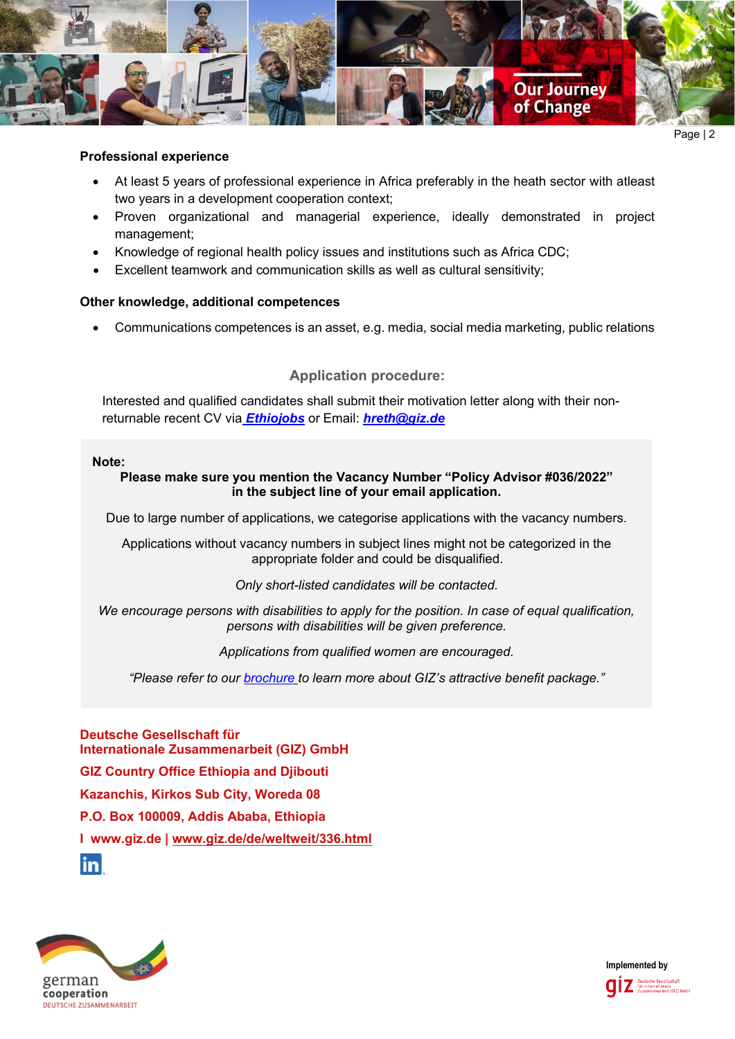**Professional experience**

- At least 5 years of professional experience in Africa preferably in the heath sector with atleast two years in a development cooperation context;
- Proven organizational and managerial experience, ideally demonstrated in project management;
- Knowledge of regional health policy issues and institutions such as Africa CDC;
- Excellent teamwork and communication skills as well as cultural sensitivity;

**Other knowledge, additional competences**

- Communications competences is an asset, e.g. media, social media marketing, public relations

## Application procedure:

Interested and qualified candidates shall submit their motivation letter along with their non-returnable recent CV via ***Ethiojobs*** or Email: ***hreth@giz.de***

**Note:**

**Please make sure you mention the Vacancy Number "Policy Advisor #036/2022" in the subject line of your email application.**

Due to large number of applications, we categorise applications with the vacancy numbers.

Applications without vacancy numbers in subject lines might not be categorized in the appropriate folder and could be disqualified.

*Only short-listed candidates will be contacted.*

*We encourage persons with disabilities to apply for the position. In case of equal qualification, persons with disabilities will be given preference.*

*Applications from qualified women are encouraged.*

*"Please refer to our brochure to learn more about GIZ's attractive benefit package."*

**Deutsche Gesellschaft für**
**Internationale Zusammenarbeit (GIZ) GmbH**

**GIZ Country Office Ethiopia and Djibouti**

**Kazanchis, Kirkos Sub City, Woreda 08**

**P.O. Box 100009, Addis Ababa, Ethiopia**

**I www.giz.de | www.giz.de/de/weltweit/336.html**

german cooperation
DEUTSCHE ZUSAMMENARBEIT

Implemented by
giz Deutsche Gesellschaft für Internationale Zusammenarbeit (GIZ) GmbH